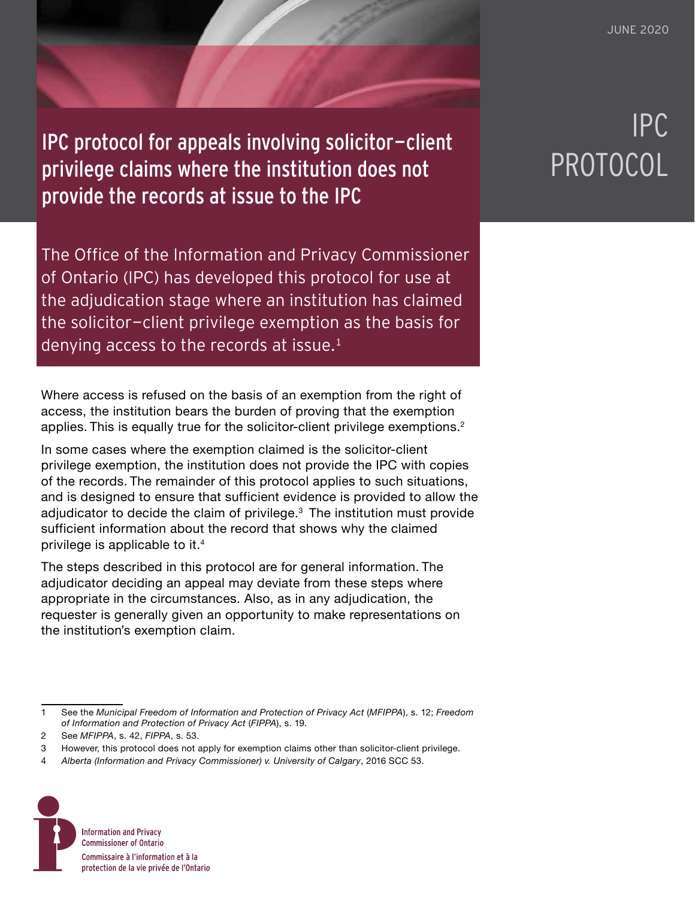JUNE 2020

IPC PROTOCOL

# IPC protocol for appeals involving solicitor–client privilege claims where the institution does not provide the records at issue to the IPC

The Office of the Information and Privacy Commissioner of Ontario (IPC) has developed this protocol for use at the adjudication stage where an institution has claimed the solicitor–client privilege exemption as the basis for denying access to the records at issue.[1]

Where access is refused on the basis of an exemption from the right of access, the institution bears the burden of proving that the exemption applies. This is equally true for the solicitor-client privilege exemptions.[2]

In some cases where the exemption claimed is the solicitor-client privilege exemption, the institution does not provide the IPC with copies of the records. The remainder of this protocol applies to such situations, and is designed to ensure that sufficient evidence is provided to allow the adjudicator to decide the claim of privilege.[3] The institution must provide sufficient information about the record that shows why the claimed privilege is applicable to it.[4]

The steps described in this protocol are for general information. The adjudicator deciding an appeal may deviate from these steps where appropriate in the circumstances. Also, as in any adjudication, the requester is generally given an opportunity to make representations on the institution's exemption claim.

---

1 See the *Municipal Freedom of Information and Protection of Privacy Act* (*MFIPPA*), s. 12; *Freedom of Information and Protection of Privacy Act* (*FIPPA*), s. 19.

2 See *MFIPPA*, s. 42, *FIPPA*, s. 53.

3 However, this protocol does not apply for exemption claims other than solicitor-client privilege.

4 *Alberta (Information and Privacy Commissioner) v. University of Calgary*, 2016 SCC 53.

Information and Privacy Commissioner of Ontario

Commissaire à l'information et à la protection de la vie privée de l'Ontario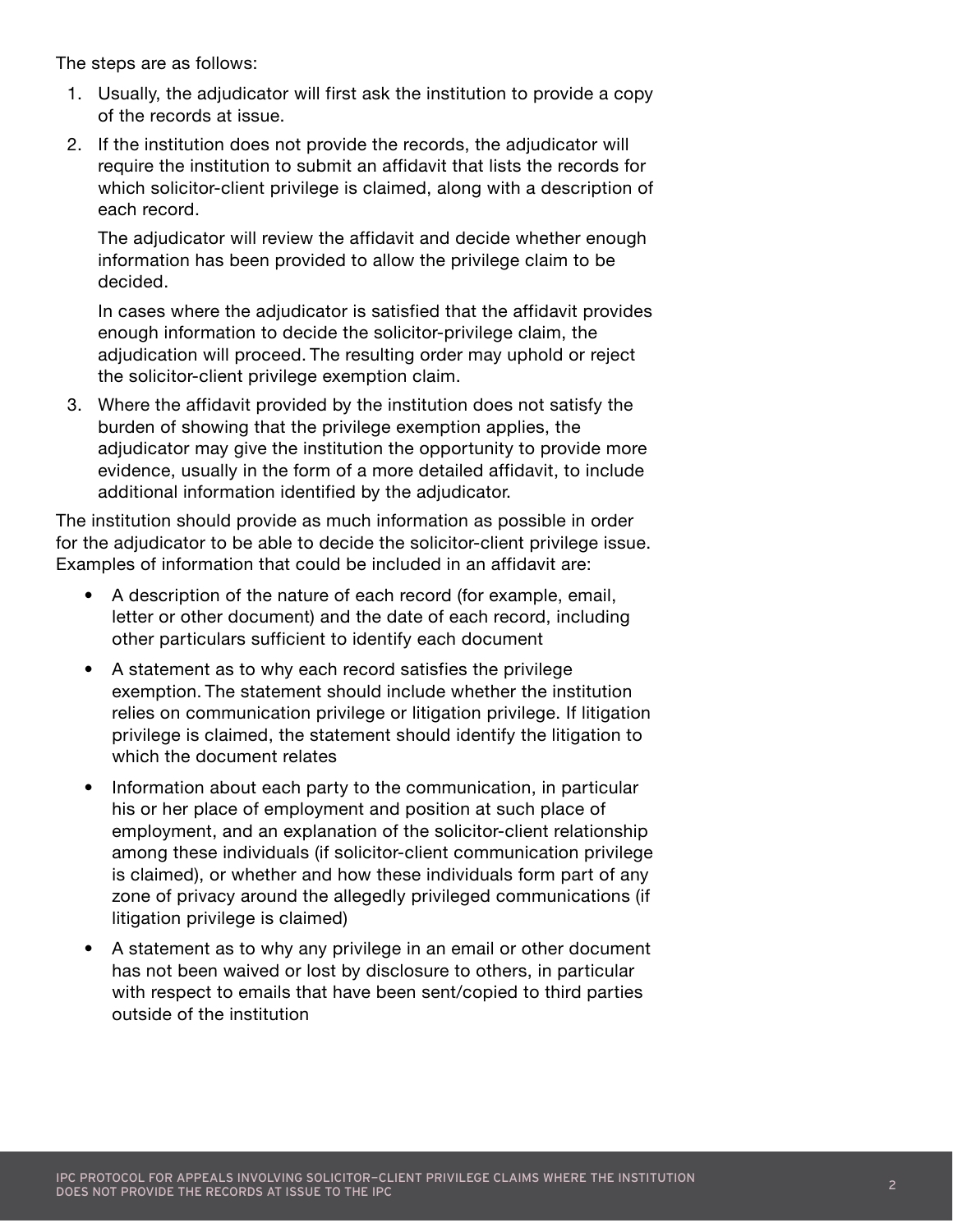The steps are as follows:

1. Usually, the adjudicator will first ask the institution to provide a copy of the records at issue.
2. If the institution does not provide the records, the adjudicator will require the institution to submit an affidavit that lists the records for which solicitor-client privilege is claimed, along with a description of each record.

   The adjudicator will review the affidavit and decide whether enough information has been provided to allow the privilege claim to be decided.

   In cases where the adjudicator is satisfied that the affidavit provides enough information to decide the solicitor-privilege claim, the adjudication will proceed. The resulting order may uphold or reject the solicitor-client privilege exemption claim.
3. Where the affidavit provided by the institution does not satisfy the burden of showing that the privilege exemption applies, the adjudicator may give the institution the opportunity to provide more evidence, usually in the form of a more detailed affidavit, to include additional information identified by the adjudicator.

The institution should provide as much information as possible in order for the adjudicator to be able to decide the solicitor-client privilege issue. Examples of information that could be included in an affidavit are:

- A description of the nature of each record (for example, email, letter or other document) and the date of each record, including other particulars sufficient to identify each document
- A statement as to why each record satisfies the privilege exemption. The statement should include whether the institution relies on communication privilege or litigation privilege. If litigation privilege is claimed, the statement should identify the litigation to which the document relates
- Information about each party to the communication, in particular his or her place of employment and position at such place of employment, and an explanation of the solicitor-client relationship among these individuals (if solicitor-client communication privilege is claimed), or whether and how these individuals form part of any zone of privacy around the allegedly privileged communications (if litigation privilege is claimed)
- A statement as to why any privilege in an email or other document has not been waived or lost by disclosure to others, in particular with respect to emails that have been sent/copied to third parties outside of the institution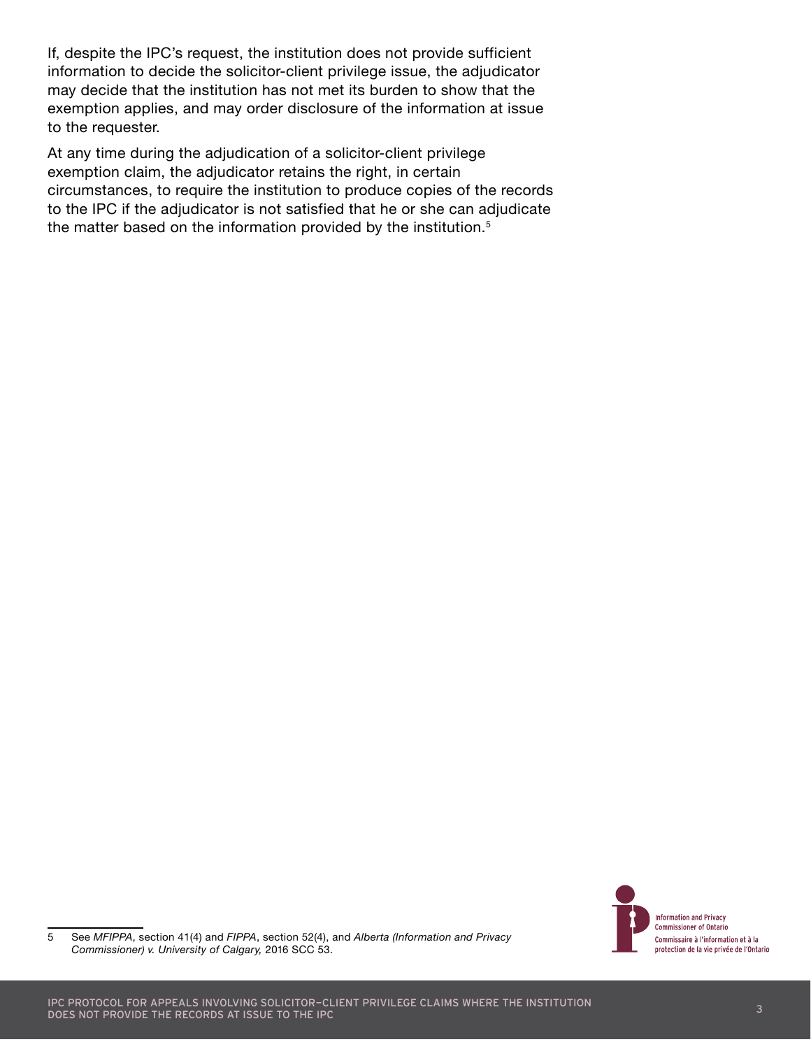If, despite the IPC's request, the institution does not provide sufficient information to decide the solicitor-client privilege issue, the adjudicator may decide that the institution has not met its burden to show that the exemption applies, and may order disclosure of the information at issue to the requester.

At any time during the adjudication of a solicitor-client privilege exemption claim, the adjudicator retains the right, in certain circumstances, to require the institution to produce copies of the records to the IPC if the adjudicator is not satisfied that he or she can adjudicate the matter based on the information provided by the institution.[5]

---

5 See *MFIPPA*, section 41(4) and *FIPPA*, section 52(4), and *Alberta (Information and Privacy Commissioner) v. University of Calgary,* 2016 SCC 53.